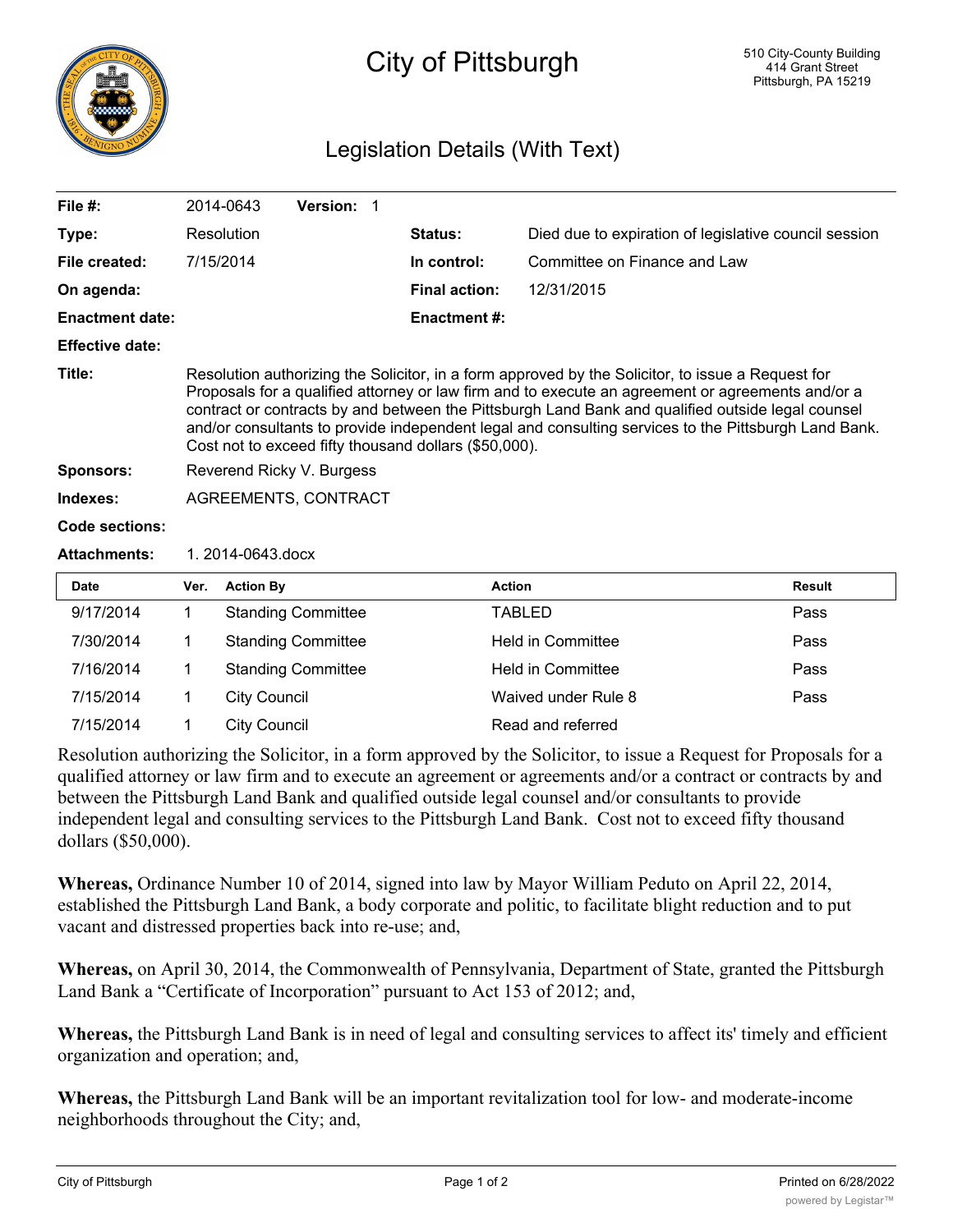# City of Pittsburgh

510 City-County Building
414 Grant Street
Pittsburgh, PA 15219

## Legislation Details (With Text)

| | | | |
|---|---|---|---|
| **File #:** | 2014-0643 **Version:** 1 | | |
| **Type:** | Resolution | **Status:** | Died due to expiration of legislative council session |
| **File created:** | 7/15/2014 | **In control:** | Committee on Finance and Law |
| **On agenda:** | | **Final action:** | 12/31/2015 |
| **Enactment date:** | | **Enactment #:** | |
| **Effective date:** | | | |

**Title:** Resolution authorizing the Solicitor, in a form approved by the Solicitor, to issue a Request for Proposals for a qualified attorney or law firm and to execute an agreement or agreements and/or a contract or contracts by and between the Pittsburgh Land Bank and qualified outside legal counsel and/or consultants to provide independent legal and consulting services to the Pittsburgh Land Bank. Cost not to exceed fifty thousand dollars ($50,000).

**Sponsors:** Reverend Ricky V. Burgess

**Indexes:** AGREEMENTS, CONTRACT

**Code sections:**

**Attachments:** 1. 2014-0643.docx

| Date | Ver. | Action By | Action | Result |
|---|---|---|---|---|
| 9/17/2014 | 1 | Standing Committee | TABLED | Pass |
| 7/30/2014 | 1 | Standing Committee | Held in Committee | Pass |
| 7/16/2014 | 1 | Standing Committee | Held in Committee | Pass |
| 7/15/2014 | 1 | City Council | Waived under Rule 8 | Pass |
| 7/15/2014 | 1 | City Council | Read and referred | |

Resolution authorizing the Solicitor, in a form approved by the Solicitor, to issue a Request for Proposals for a qualified attorney or law firm and to execute an agreement or agreements and/or a contract or contracts by and between the Pittsburgh Land Bank and qualified outside legal counsel and/or consultants to provide independent legal and consulting services to the Pittsburgh Land Bank. Cost not to exceed fifty thousand dollars ($50,000).

**Whereas,** Ordinance Number 10 of 2014, signed into law by Mayor William Peduto on April 22, 2014, established the Pittsburgh Land Bank, a body corporate and politic, to facilitate blight reduction and to put vacant and distressed properties back into re-use; and,

**Whereas,** on April 30, 2014, the Commonwealth of Pennsylvania, Department of State, granted the Pittsburgh Land Bank a "Certificate of Incorporation" pursuant to Act 153 of 2012; and,

**Whereas,** the Pittsburgh Land Bank is in need of legal and consulting services to affect its' timely and efficient organization and operation; and,

**Whereas,** the Pittsburgh Land Bank will be an important revitalization tool for low- and moderate-income neighborhoods throughout the City; and,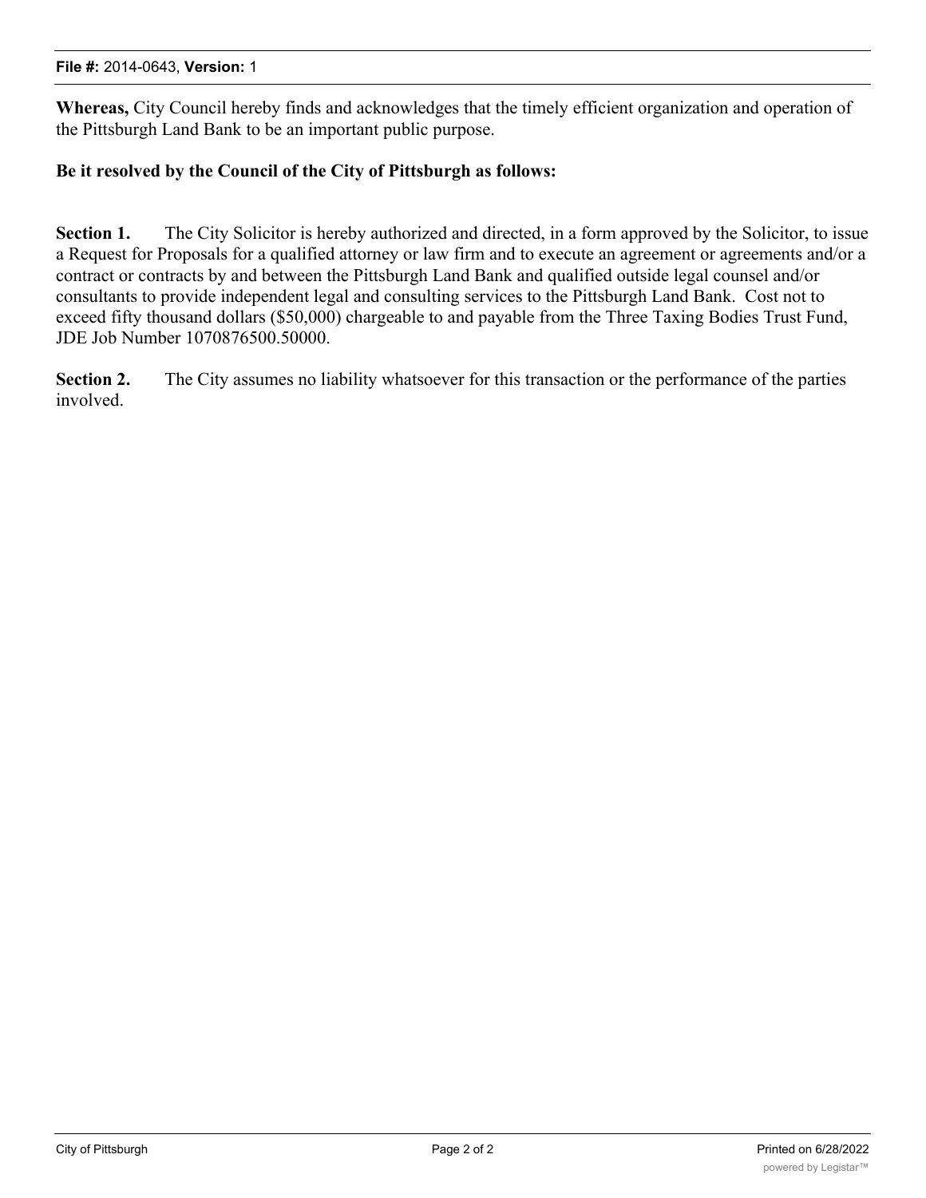**Whereas,** City Council hereby finds and acknowledges that the timely efficient organization and operation of the Pittsburgh Land Bank to be an important public purpose.

**Be it resolved by the Council of the City of Pittsburgh as follows:**

**Section 1.** The City Solicitor is hereby authorized and directed, in a form approved by the Solicitor, to issue a Request for Proposals for a qualified attorney or law firm and to execute an agreement or agreements and/or a contract or contracts by and between the Pittsburgh Land Bank and qualified outside legal counsel and/or consultants to provide independent legal and consulting services to the Pittsburgh Land Bank. Cost not to exceed fifty thousand dollars ($50,000) chargeable to and payable from the Three Taxing Bodies Trust Fund, JDE Job Number 1070876500.50000.

**Section 2.** The City assumes no liability whatsoever for this transaction or the performance of the parties involved.